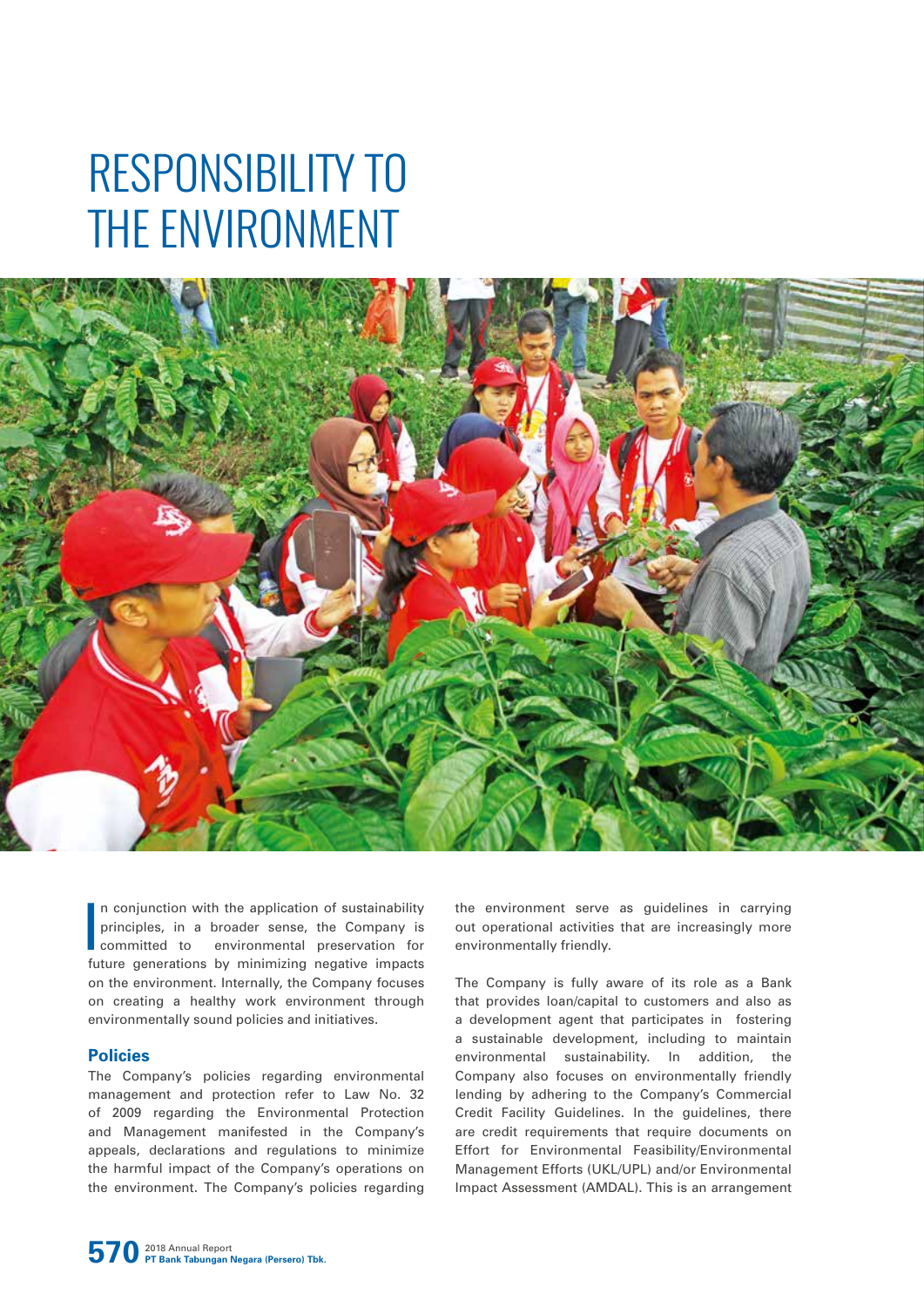# RESPONSIBILITY TO THE ENVIRONMENT

In conjunction with the application of sustainability principles, in a broader sense, the Company is committed to environmental preservation for future generations by minimizing negative impacts on the environment. Internally, the Company focuses on creating a healthy work environment through environmentally sound policies and initiatives.

## Policies

The Company's policies regarding environmental management and protection refer to Law No. 32 of 2009 regarding the Environmental Protection and Management manifested in the Company's appeals, declarations and regulations to minimize the harmful impact of the Company's operations on the environment. The Company's policies regarding the environment serve as guidelines in carrying out operational activities that are increasingly more environmentally friendly.

The Company is fully aware of its role as a Bank that provides loan/capital to customers and also as a development agent that participates in fostering a sustainable development, including to maintain environmental sustainability. In addition, the Company also focuses on environmentally friendly lending by adhering to the Company's Commercial Credit Facility Guidelines. In the guidelines, there are credit requirements that require documents on Effort for Environmental Feasibility/Environmental Management Efforts (UKL/UPL) and/or Environmental Impact Assessment (AMDAL). This is an arrangement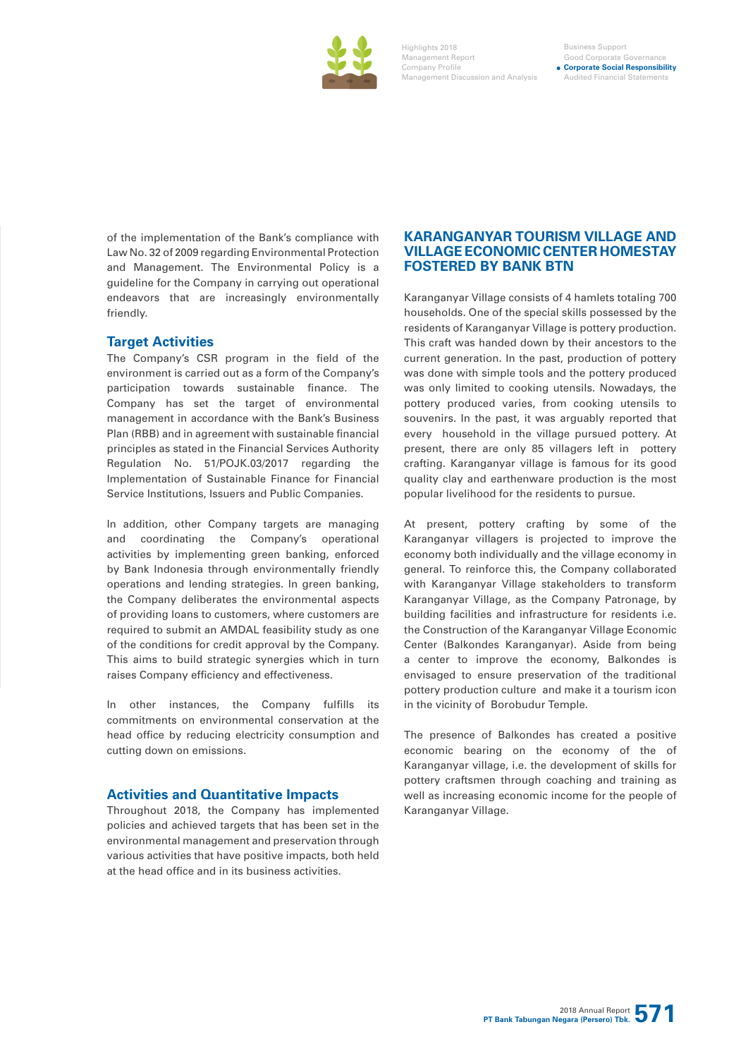of the implementation of the Bank's compliance with Law No. 32 of 2009 regarding Environmental Protection and Management. The Environmental Policy is a guideline for the Company in carrying out operational endeavors that are increasingly environmentally friendly.

## Target Activities

The Company's CSR program in the field of the environment is carried out as a form of the Company's participation towards sustainable finance. The Company has set the target of environmental management in accordance with the Bank's Business Plan (RBB) and in agreement with sustainable financial principles as stated in the Financial Services Authority Regulation No. 51/POJK.03/2017 regarding the Implementation of Sustainable Finance for Financial Service Institutions, Issuers and Public Companies.

In addition, other Company targets are managing and coordinating the Company's operational activities by implementing green banking, enforced by Bank Indonesia through environmentally friendly operations and lending strategies. In green banking, the Company deliberates the environmental aspects of providing loans to customers, where customers are required to submit an AMDAL feasibility study as one of the conditions for credit approval by the Company. This aims to build strategic synergies which in turn raises Company efficiency and effectiveness.

In other instances, the Company fulfills its commitments on environmental conservation at the head office by reducing electricity consumption and cutting down on emissions.

## Activities and Quantitative Impacts

Throughout 2018, the Company has implemented policies and achieved targets that has been set in the environmental management and preservation through various activities that have positive impacts, both held at the head office and in its business activities.

## KARANGANYAR TOURISM VILLAGE AND VILLAGE ECONOMIC CENTER HOMESTAY FOSTERED BY BANK BTN

Karanganyar Village consists of 4 hamlets totaling 700 households. One of the special skills possessed by the residents of Karanganyar Village is pottery production. This craft was handed down by their ancestors to the current generation. In the past, production of pottery was done with simple tools and the pottery produced was only limited to cooking utensils. Nowadays, the pottery produced varies, from cooking utensils to souvenirs. In the past, it was arguably reported that every household in the village pursued pottery. At present, there are only 85 villagers left in pottery crafting. Karanganyar village is famous for its good quality clay and earthenware production is the most popular livelihood for the residents to pursue.

At present, pottery crafting by some of the Karanganyar villagers is projected to improve the economy both individually and the village economy in general. To reinforce this, the Company collaborated with Karanganyar Village stakeholders to transform Karanganyar Village, as the Company Patronage, by building facilities and infrastructure for residents i.e. the Construction of the Karanganyar Village Economic Center (Balkondes Karanganyar). Aside from being a center to improve the economy, Balkondes is envisaged to ensure preservation of the traditional pottery production culture and make it a tourism icon in the vicinity of Borobudur Temple.

The presence of Balkondes has created a positive economic bearing on the economy of the of Karanganyar village, i.e. the development of skills for pottery craftsmen through coaching and training as well as increasing economic income for the people of Karanganyar Village.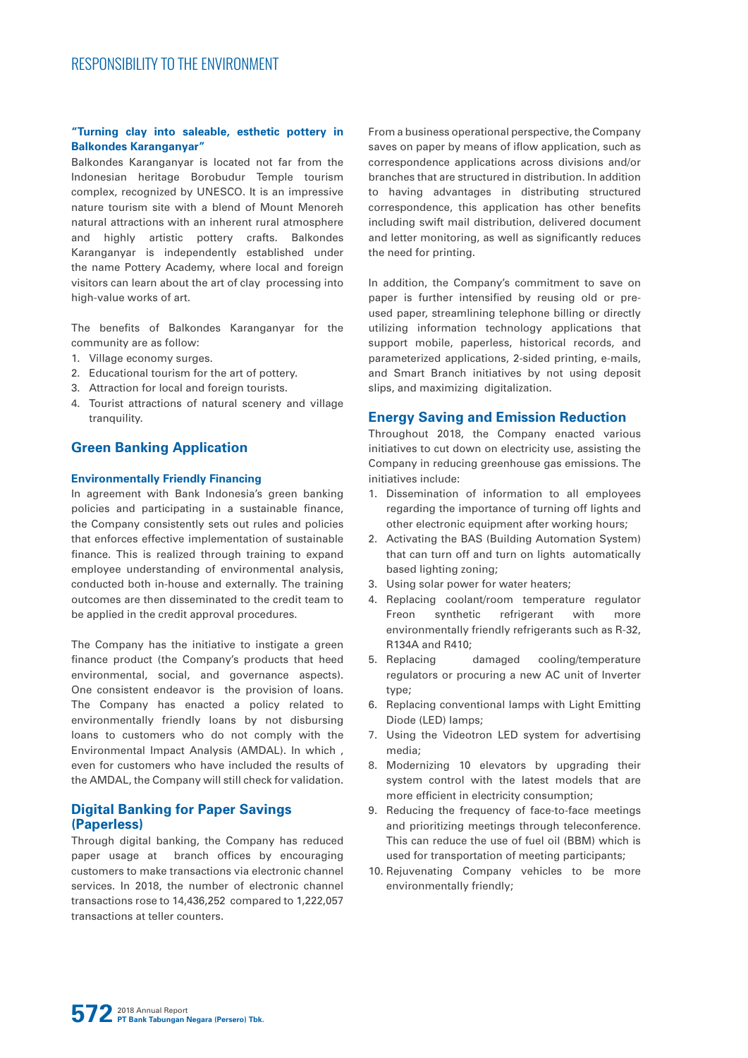**"Turning clay into saleable, esthetic pottery in Balkondes Karanganyar"**

Balkondes Karanganyar is located not far from the Indonesian heritage Borobudur Temple tourism complex, recognized by UNESCO. It is an impressive nature tourism site with a blend of Mount Menoreh natural attractions with an inherent rural atmosphere and highly artistic pottery crafts. Balkondes Karanganyar is independently established under the name Pottery Academy, where local and foreign visitors can learn about the art of clay processing into high-value works of art.

The benefits of Balkondes Karanganyar for the community are as follow:

1. Village economy surges.
2. Educational tourism for the art of pottery.
3. Attraction for local and foreign tourists.
4. Tourist attractions of natural scenery and village tranquility.

## Green Banking Application

### Environmentally Friendly Financing

In agreement with Bank Indonesia's green banking policies and participating in a sustainable finance, the Company consistently sets out rules and policies that enforces effective implementation of sustainable finance. This is realized through training to expand employee understanding of environmental analysis, conducted both in-house and externally. The training outcomes are then disseminated to the credit team to be applied in the credit approval procedures.

The Company has the initiative to instigate a green finance product (the Company's products that heed environmental, social, and governance aspects). One consistent endeavor is the provision of loans. The Company has enacted a policy related to environmentally friendly loans by not disbursing loans to customers who do not comply with the Environmental Impact Analysis (AMDAL). In which , even for customers who have included the results of the AMDAL, the Company will still check for validation.

## Digital Banking for Paper Savings (Paperless)

Through digital banking, the Company has reduced paper usage at branch offices by encouraging customers to make transactions via electronic channel services. In 2018, the number of electronic channel transactions rose to 14,436,252 compared to 1,222,057 transactions at teller counters.

From a business operational perspective, the Company saves on paper by means of iflow application, such as correspondence applications across divisions and/or branches that are structured in distribution. In addition to having advantages in distributing structured correspondence, this application has other benefits including swift mail distribution, delivered document and letter monitoring, as well as significantly reduces the need for printing.

In addition, the Company's commitment to save on paper is further intensified by reusing old or pre-used paper, streamlining telephone billing or directly utilizing information technology applications that support mobile, paperless, historical records, and parameterized applications, 2-sided printing, e-mails, and Smart Branch initiatives by not using deposit slips, and maximizing digitalization.

## Energy Saving and Emission Reduction

Throughout 2018, the Company enacted various initiatives to cut down on electricity use, assisting the Company in reducing greenhouse gas emissions. The initiatives include:

1. Dissemination of information to all employees regarding the importance of turning off lights and other electronic equipment after working hours;
2. Activating the BAS (Building Automation System) that can turn off and turn on lights automatically based lighting zoning;
3. Using solar power for water heaters;
4. Replacing coolant/room temperature regulator Freon synthetic refrigerant with more environmentally friendly refrigerants such as R-32, R134A and R410;
5. Replacing damaged cooling/temperature regulators or procuring a new AC unit of Inverter type;
6. Replacing conventional lamps with Light Emitting Diode (LED) lamps;
7. Using the Videotron LED system for advertising media;
8. Modernizing 10 elevators by upgrading their system control with the latest models that are more efficient in electricity consumption;
9. Reducing the frequency of face-to-face meetings and prioritizing meetings through teleconference. This can reduce the use of fuel oil (BBM) which is used for transportation of meeting participants;
10. Rejuvenating Company vehicles to be more environmentally friendly;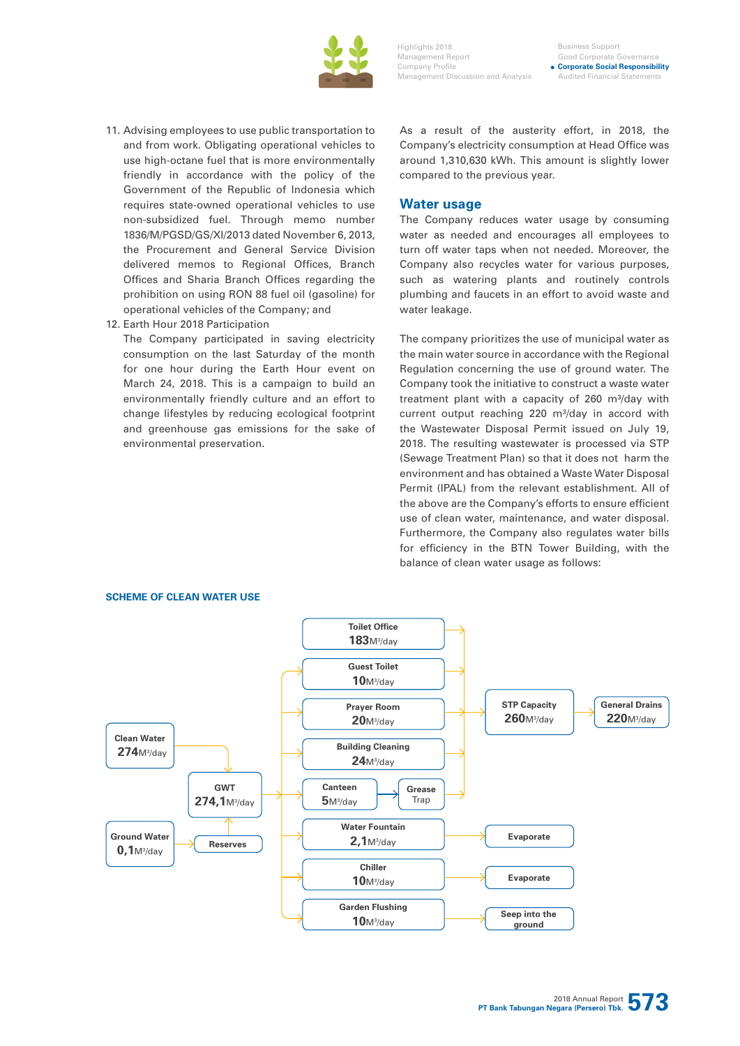11. Advising employees to use public transportation to and from work. Obligating operational vehicles to use high-octane fuel that is more environmentally friendly in accordance with the policy of the Government of the Republic of Indonesia which requires state-owned operational vehicles to use non-subsidized fuel. Through memo number 1836/M/PGSD/GS/XI/2013 dated November 6, 2013, the Procurement and General Service Division delivered memos to Regional Offices, Branch Offices and Sharia Branch Offices regarding the prohibition on using RON 88 fuel oil (gasoline) for operational vehicles of the Company; and
12. Earth Hour 2018 Participation
    The Company participated in saving electricity consumption on the last Saturday of the month for one hour during the Earth Hour event on March 24, 2018. This is a campaign to build an environmentally friendly culture and an effort to change lifestyles by reducing ecological footprint and greenhouse gas emissions for the sake of environmental preservation.

As a result of the austerity effort, in 2018, the Company's electricity consumption at Head Office was around 1,310,630 kWh. This amount is slightly lower compared to the previous year.

## Water usage

The Company reduces water usage by consuming water as needed and encourages all employees to turn off water taps when not needed. Moreover, the Company also recycles water for various purposes, such as watering plants and routinely controls plumbing and faucets in an effort to avoid waste and water leakage.

The company prioritizes the use of municipal water as the main water source in accordance with the Regional Regulation concerning the use of ground water. The Company took the initiative to construct a waste water treatment plant with a capacity of 260 m³/day with current output reaching 220 m³/day in accord with the Wastewater Disposal Permit issued on July 19, 2018. The resulting wastewater is processed via STP (Sewage Treatment Plan) so that it does not harm the environment and has obtained a Waste Water Disposal Permit (IPAL) from the relevant establishment. All of the above are the Company's efforts to ensure efficient use of clean water, maintenance, and water disposal. Furthermore, the Company also regulates water bills for efficiency in the BTN Tower Building, with the balance of clean water usage as follows:

**SCHEME OF CLEAN WATER USE**

- Clean Water 274 M³/day → GWT 274,1 M³/day
- Ground Water 0,1 M³/day → Reserves → GWT
- GWT 274,1 M³/day distributes to:
  - Toilet Office 183 M³/day → STP Capacity 260 M³/day
  - Guest Toilet 10 M³/day → STP Capacity 260 M³/day
  - Prayer Room 20 M³/day → STP Capacity 260 M³/day
  - Building Cleaning 24 M³/day → STP Capacity 260 M³/day
  - Canteen 5 M³/day → Grease Trap → STP Capacity 260 M³/day
  - Water Fountain 2,1 M³/day → Evaporate
  - Chiller 10 M³/day → Evaporate
  - Garden Flushing 10 M³/day → Seep into the ground
- STP Capacity 260 M³/day → General Drains 220 M³/day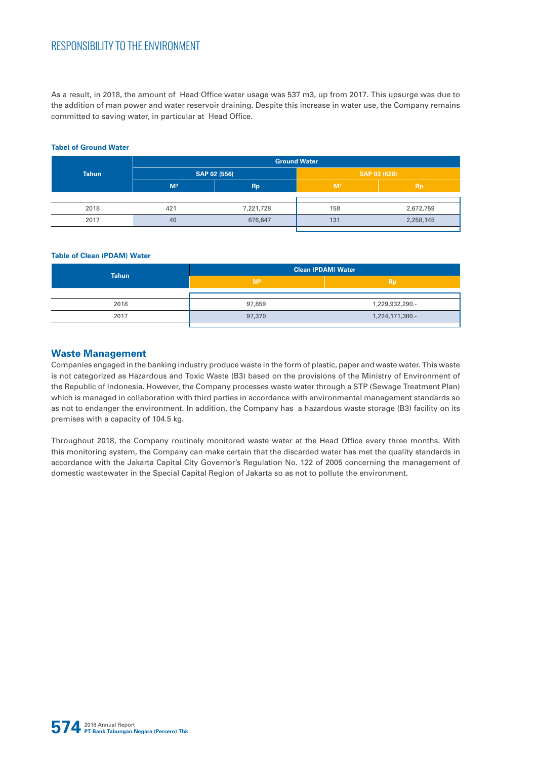As a result, in 2018, the amount of Head Office water usage was 537 m3, up from 2017. This upsurge was due to the addition of man power and water reservoir draining. Despite this increase in water use, the Company remains committed to saving water, in particular at Head Office.

**Tabel of Ground Water**

| Tahun | Ground Water | | | |
|---|---|---|---|---|
| | SAP 02 (556) | | SAP 03 (628) | |
| | M³ | Rp | M³ | Rp |
| 2018 | 421 | 7,221,728 | 158 | 2,672,759 |
| 2017 | 40 | 676,647 | 131 | 2,258,145 |

**Table of Clean (PDAM) Water**

| Tahun | Clean (PDAM) Water | |
|---|---|---|
| | M³ | Rp |
| 2018 | 97,859 | 1,229,932,290.- |
| 2017 | 97,370 | 1,224,171,380.- |

## Waste Management

Companies engaged in the banking industry produce waste in the form of plastic, paper and waste water. This waste is not categorized as Hazardous and Toxic Waste (B3) based on the provisions of the Ministry of Environment of the Republic of Indonesia. However, the Company processes waste water through a STP (Sewage Treatment Plan) which is managed in collaboration with third parties in accordance with environmental management standards so as not to endanger the environment. In addition, the Company has a hazardous waste storage (B3) facility on its premises with a capacity of 104.5 kg.

Throughout 2018, the Company routinely monitored waste water at the Head Office every three months. With this monitoring system, the Company can make certain that the discarded water has met the quality standards in accordance with the Jakarta Capital City Governor's Regulation No. 122 of 2005 concerning the management of domestic wastewater in the Special Capital Region of Jakarta so as not to pollute the environment.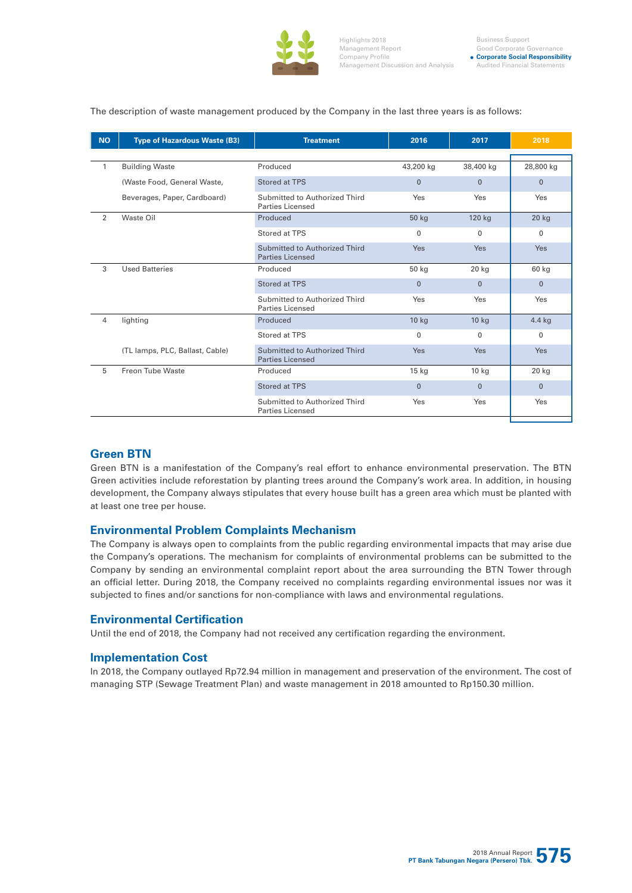The description of waste management produced by the Company in the last three years is as follows:

| NO | Type of Hazardous Waste (B3) | Treatment | 2016 | 2017 | 2018 |
|---|---|---|---|---|---|
| 1 | Building Waste | Produced | 43,200 kg | 38,400 kg | 28,800 kg |
| | (Waste Food, General Waste, | Stored at TPS | 0 | 0 | 0 |
| | Beverages, Paper, Cardboard) | Submitted to Authorized Third Parties Licensed | Yes | Yes | Yes |
| 2 | Waste Oil | Produced | 50 kg | 120 kg | 20 kg |
| | | Stored at TPS | 0 | 0 | 0 |
| | | Submitted to Authorized Third Parties Licensed | Yes | Yes | Yes |
| 3 | Used Batteries | Produced | 50 kg | 20 kg | 60 kg |
| | | Stored at TPS | 0 | 0 | 0 |
| | | Submitted to Authorized Third Parties Licensed | Yes | Yes | Yes |
| 4 | lighting | Produced | 10 kg | 10 kg | 4.4 kg |
| | | Stored at TPS | 0 | 0 | 0 |
| | (TL lamps, PLC, Ballast, Cable) | Submitted to Authorized Third Parties Licensed | Yes | Yes | Yes |
| 5 | Freon Tube Waste | Produced | 15 kg | 10 kg | 20 kg |
| | | Stored at TPS | 0 | 0 | 0 |
| | | Submitted to Authorized Third Parties Licensed | Yes | Yes | Yes |

## Green BTN

Green BTN is a manifestation of the Company's real effort to enhance environmental preservation. The BTN Green activities include reforestation by planting trees around the Company's work area. In addition, in housing development, the Company always stipulates that every house built has a green area which must be planted with at least one tree per house.

## Environmental Problem Complaints Mechanism

The Company is always open to complaints from the public regarding environmental impacts that may arise due the Company's operations. The mechanism for complaints of environmental problems can be submitted to the Company by sending an environmental complaint report about the area surrounding the BTN Tower through an official letter. During 2018, the Company received no complaints regarding environmental issues nor was it subjected to fines and/or sanctions for non-compliance with laws and environmental regulations.

## Environmental Certification

Until the end of 2018, the Company had not received any certification regarding the environment.

## Implementation Cost

In 2018, the Company outlayed Rp72.94 million in management and preservation of the environment. The cost of managing STP (Sewage Treatment Plan) and waste management in 2018 amounted to Rp150.30 million.